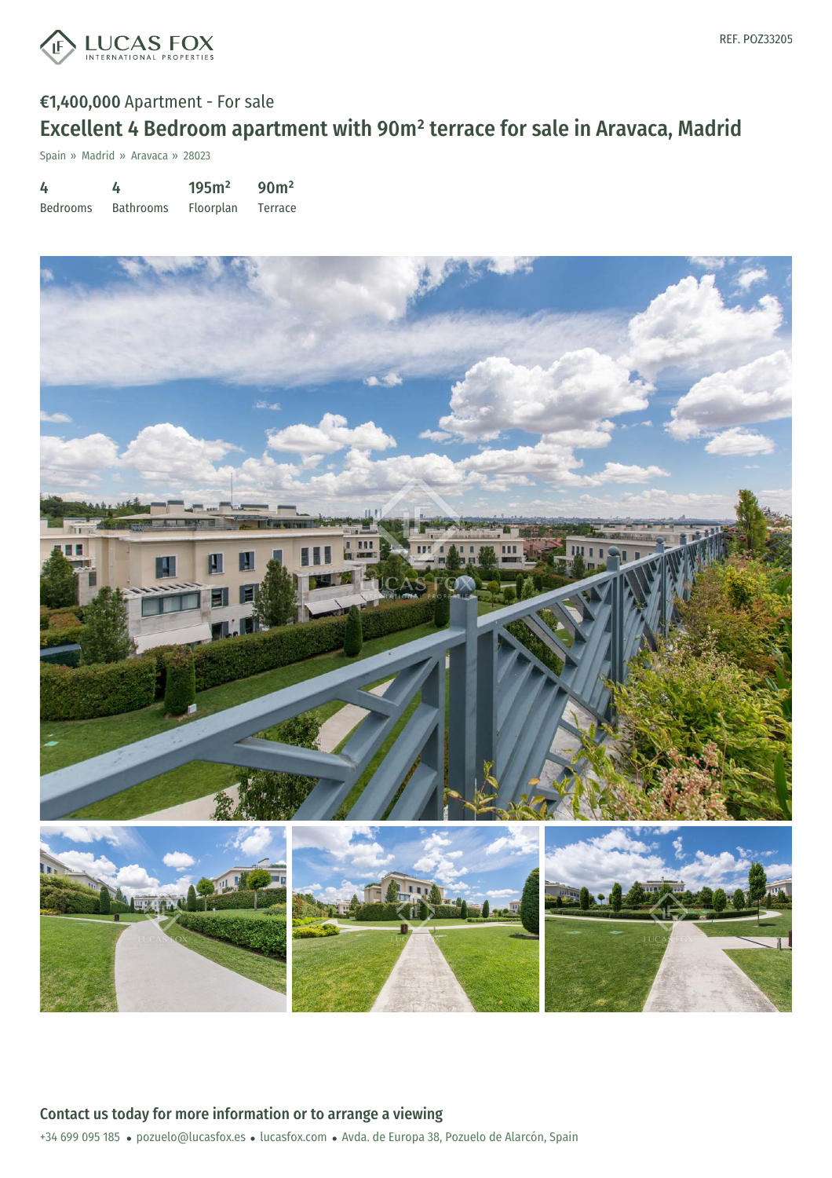REF. POZ33205

**€1,400,000** Apartment - For sale

# Excellent 4 Bedroom apartment with 90m² terrace for sale in Aravaca, Madrid

Spain » Madrid » Aravaca » 28023

| 4 | 4 | 195m² | 90m² |
| --- | --- | --- | --- |
| Bedrooms | Bathrooms | Floorplan | Terrace |

## Contact us today for more information or to arrange a viewing

+34 699 095 185 • pozuelo@lucasfox.es • lucasfox.com • Avda. de Europa 38, Pozuelo de Alarcón, Spain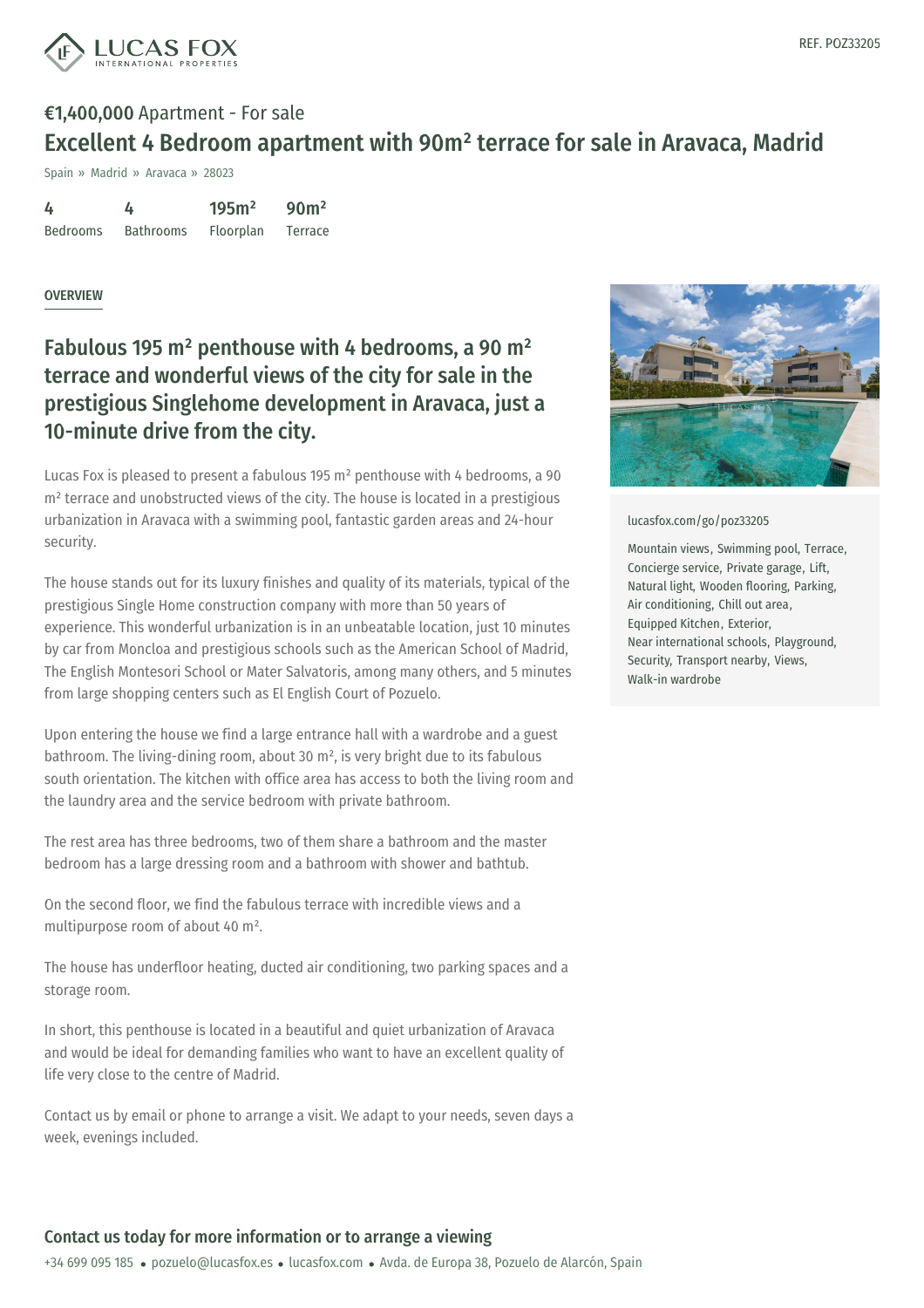LUCAS FOX INTERNATIONAL PROPERTIES

REF. POZ33205

**€1,400,000** Apartment - For sale

# Excellent 4 Bedroom apartment with 90m² terrace for sale in Aravaca, Madrid

Spain » Madrid » Aravaca » 28023

| 4 | 4 | 195m² | 90m² |
|---|---|---|---|
| Bedrooms | Bathrooms | Floorplan | Terrace |

OVERVIEW

## Fabulous 195 m² penthouse with 4 bedrooms, a 90 m² terrace and wonderful views of the city for sale in the prestigious Singlehome development in Aravaca, just a 10-minute drive from the city.

Lucas Fox is pleased to present a fabulous 195 m² penthouse with 4 bedrooms, a 90 m² terrace and unobstructed views of the city. The house is located in a prestigious urbanization in Aravaca with a swimming pool, fantastic garden areas and 24-hour security.

The house stands out for its luxury finishes and quality of its materials, typical of the prestigious Single Home construction company with more than 50 years of experience. This wonderful urbanization is in an unbeatable location, just 10 minutes by car from Moncloa and prestigious schools such as the American School of Madrid, The English Montesori School or Mater Salvatoris, among many others, and 5 minutes from large shopping centers such as El English Court of Pozuelo.

Upon entering the house we find a large entrance hall with a wardrobe and a guest bathroom. The living-dining room, about 30 m², is very bright due to its fabulous south orientation. The kitchen with office area has access to both the living room and the laundry area and the service bedroom with private bathroom.

The rest area has three bedrooms, two of them share a bathroom and the master bedroom has a large dressing room and a bathroom with shower and bathtub.

On the second floor, we find the fabulous terrace with incredible views and a multipurpose room of about 40 m².

The house has underfloor heating, ducted air conditioning, two parking spaces and a storage room.

In short, this penthouse is located in a beautiful and quiet urbanization of Aravaca and would be ideal for demanding families who want to have an excellent quality of life very close to the centre of Madrid.

Contact us by email or phone to arrange a visit. We adapt to your needs, seven days a week, evenings included.

lucasfox.com/go/poz33205

Mountain views, Swimming pool, Terrace, Concierge service, Private garage, Lift, Natural light, Wooden flooring, Parking, Air conditioning, Chill out area, Equipped Kitchen, Exterior, Near international schools, Playground, Security, Transport nearby, Views, Walk-in wardrobe

### Contact us today for more information or to arrange a viewing

+34 699 095 185 • pozuelo@lucasfox.es • lucasfox.com • Avda. de Europa 38, Pozuelo de Alarcón, Spain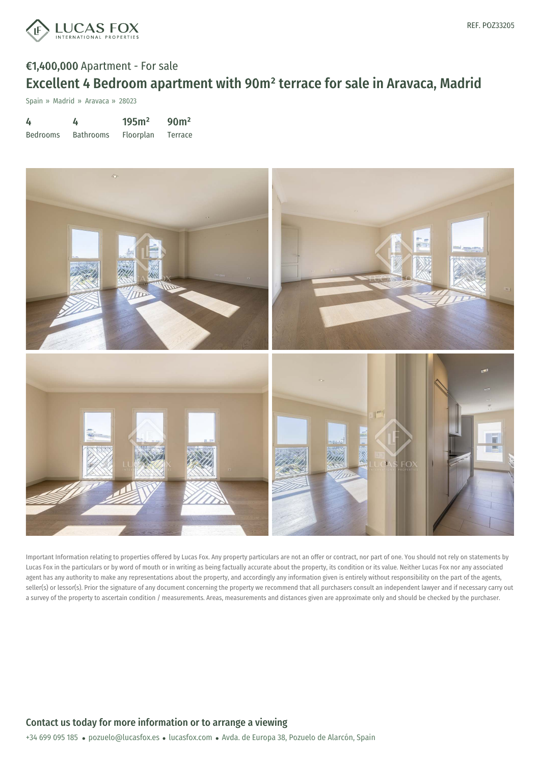REF. POZ33205

€1,400,000 Apartment - For sale

# Excellent 4 Bedroom apartment with 90m² terrace for sale in Aravaca, Madrid

Spain » Madrid » Aravaca » 28023

| 4 | 4 | 195m² | 90m² |
|---|---|---|---|
| Bedrooms | Bathrooms | Floorplan | Terrace |

Important Information relating to properties offered by Lucas Fox. Any property particulars are not an offer or contract, nor part of one. You should not rely on statements by Lucas Fox in the particulars or by word of mouth or in writing as being factually accurate about the property, its condition or its value. Neither Lucas Fox nor any associated agent has any authority to make any representations about the property, and accordingly any information given is entirely without responsibility on the part of the agents, seller(s) or lessor(s). Prior the signature of any document concerning the property we recommend that all purchasers consult an independent lawyer and if necessary carry out a survey of the property to ascertain condition / measurements. Areas, measurements and distances given are approximate only and should be checked by the purchaser.

## Contact us today for more information or to arrange a viewing

+34 699 095 185 • pozuelo@lucasfox.es • lucasfox.com • Avda. de Europa 38, Pozuelo de Alarcón, Spain